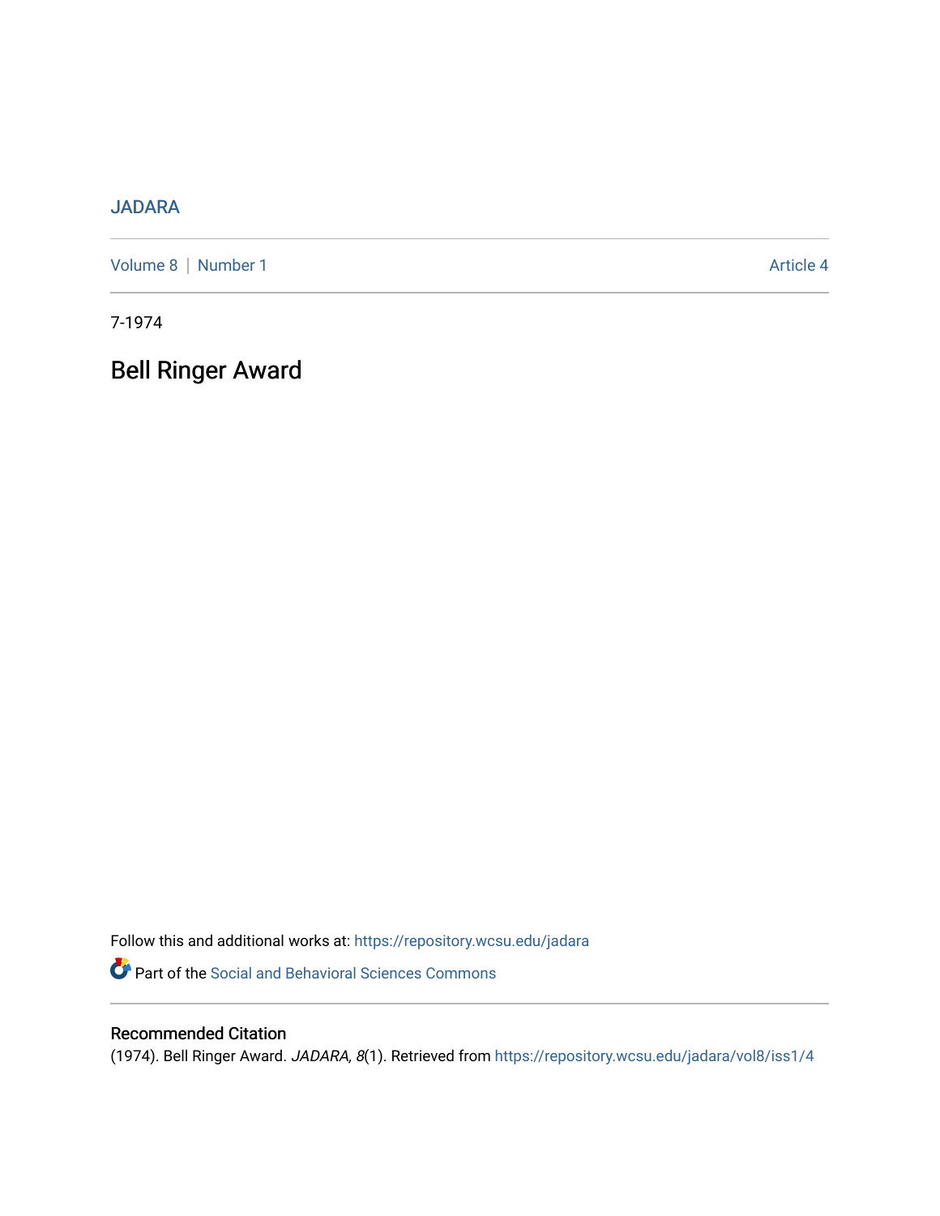JADARA

Volume 8 | Number 1 Article 4

7-1974

# Bell Ringer Award

Follow this and additional works at: https://repository.wcsu.edu/jadara

Part of the Social and Behavioral Sciences Commons

## Recommended Citation

(1974). Bell Ringer Award. *JADARA, 8*(1). Retrieved from https://repository.wcsu.edu/jadara/vol8/iss1/4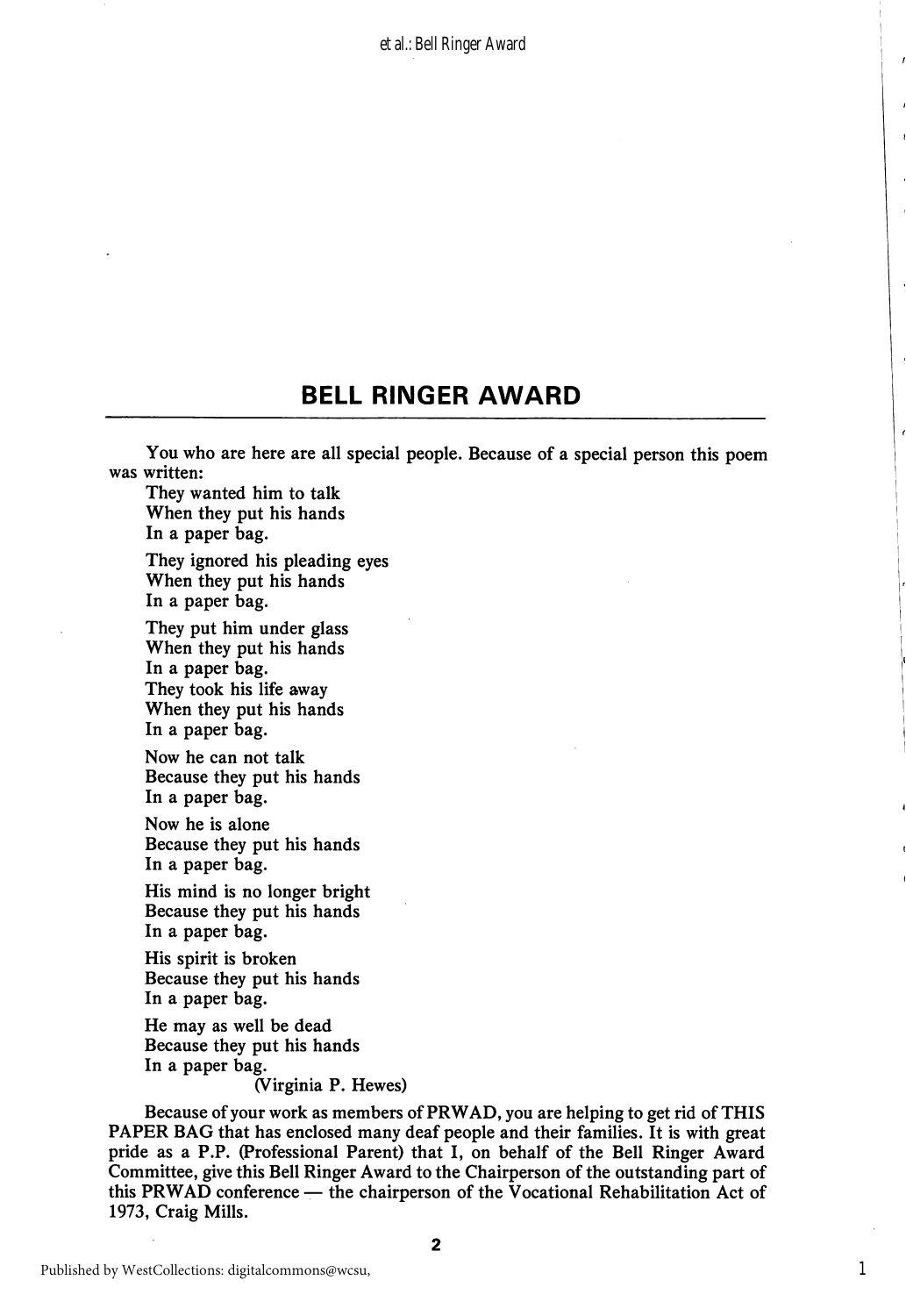## BELL RINGER AWARD

You who are here are all special people. Because of a special person this poem was written:

They wanted him to talk  
When they put his hands  
In a paper bag.

They ignored his pleading eyes  
When they put his hands  
In a paper bag.

They put him under glass  
When they put his hands  
In a paper bag.  
They took his life away  
When they put his hands  
In a paper bag.

Now he can not talk  
Because they put his hands  
In a paper bag.

Now he is alone  
Because they put his hands  
In a paper bag.

His mind is no longer bright  
Because they put his hands  
In a paper bag.

His spirit is broken  
Because they put his hands  
In a paper bag.

He may as well be dead  
Because they put his hands  
In a paper bag.  
(Virginia P. Hewes)

Because of your work as members of PRWAD, you are helping to get rid of THIS PAPER BAG that has enclosed many deaf people and their families. It is with great pride as a P.P. (Professional Parent) that I, on behalf of the Bell Ringer Award Committee, give this Bell Ringer Award to the Chairperson of the outstanding part of this PRWAD conference — the chairperson of the Vocational Rehabilitation Act of 1973, Craig Mills.